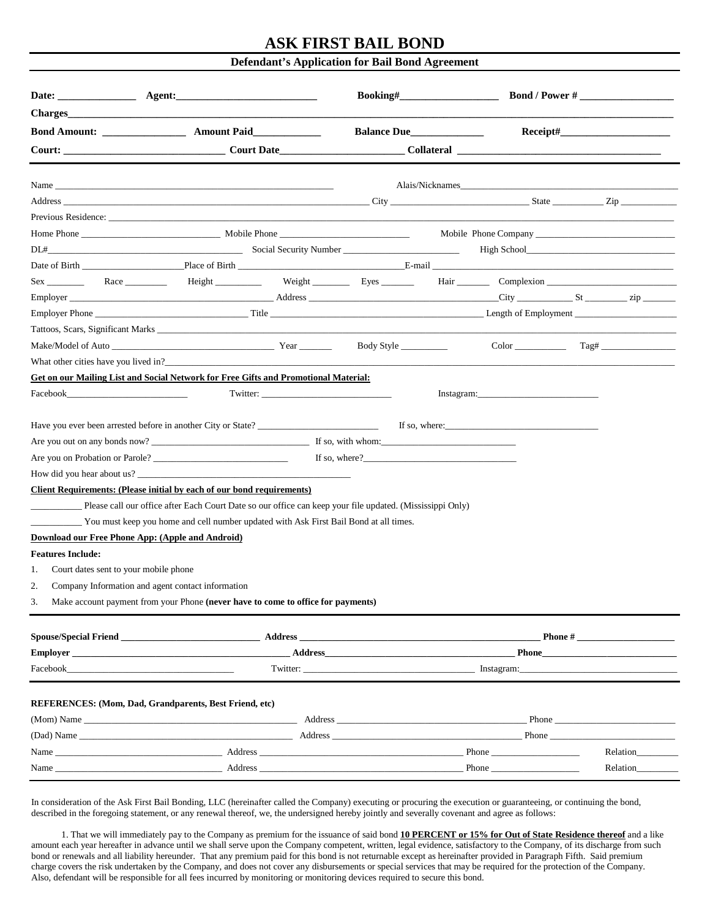# ASK FIRST BAIL BOND

## Defendant's Application for Bail Bond Agreement

**Date:** _______________ **Agent:**___________________________ **Booking#**___________________ **Bond / Power #** __________________

**Charges**_____________________________________________________________________________________________________________

**Bond Amount:** ________________ **Amount Paid**_____________ **Balance Due**______________ **Receipt#**_____________________

**Court:** _______________________________ **Court Date**________________________ **Collateral** ______________________________________

---

Name _____________________________________________________________ Alais/Nicknames_______________________________________________

Address _______________________________________________________________ City _____________________________ State ___________ Zip ____________

Previous Residence: _____________________________________________________________________________________________________________

Home Phone _____________________________ Mobile Phone ___________________________ Mobile Phone Company ______________________________

DL#__________________________________________ Social Security Number ________________________ High School________________________________

Date of Birth _____________________Place of Birth ____________________________________E-mail ___________________________________________________

Sex ________ Race _________ Height __________ Weight ________ Eyes _______ Hair _______ Complexion ___________________________

Employer ____________________________________________ Address _________________________________________City ____________ St _________ zip _______

Employer Phone ______________________________ Title ____________________________________________ Length of Employment _____________________

Tattoos, Scars, Significant Marks __________________________________________________________________________________________________

Make/Model of Auto __________________________________ Year _______ Body Style __________ Color ___________ Tag# ________________

What other cities have you lived in?_______________________________________________________________________________________________

**Get on our Mailing List and Social Network for Free Gifts and Promotional Material:**

Facebook__________________________ Twitter: ____________________________ Instagram:__________________________

Have you ever been arrested before in another City or State? __________________________ If so, where:_________________________________

Are you out on any bonds now? __________________________________ If so, with whom:_____________________________

Are you on Probation or Parole? _____________________________ If so, where?_________________________________

How did you hear about us? ______________________________________________

**Client Requirements: (Please initial by each of our bond requirements)**

___________ Please call our office after Each Court Date so our office can keep your file updated. (Mississippi Only)

___________ You must keep you home and cell number updated with Ask First Bail Bond at all times.

**Download our Free Phone App: (Apple and Android)**

**Features Include:**

1. Court dates sent to your mobile phone
2. Company Information and agent contact information
3. Make account payment from your Phone **(never have to come to office for payments)**

---

**Spouse/Special Friend** ______________________________ **Address** _____________________________________________________ **Phone #** _____________________

**Employer** _______________________________________________ **Address**_________________________________________ **Phone**_____________________________

Facebook_____________________________________ Twitter: _____________________________________ Instagram:__________________________________

---

**REFERENCES: (Mom, Dad, Grandparents, Best Friend, etc)**

(Mom) Name _______________________________________________ Address __________________________________________ Phone __________________________

(Dad) Name _______________________________________________ Address __________________________________________ Phone __________________________

Name ___________________________________ Address _____________________________________________ Phone ___________________ Relation_________

Name ___________________________________ Address _____________________________________________ Phone ___________________ Relation_________

---

In consideration of the Ask First Bail Bonding, LLC (hereinafter called the Company) executing or procuring the execution or guaranteeing, or continuing the bond, described in the foregoing statement, or any renewal thereof, we, the undersigned hereby jointly and severally covenant and agree as follows:

1. That we will immediately pay to the Company as premium for the issuance of said bond **10 PERCENT or 15% for Out of State Residence thereof** and a like amount each year hereafter in advance until we shall serve upon the Company competent, written, legal evidence, satisfactory to the Company, of its discharge from such bond or renewals and all liability hereunder. That any premium paid for this bond is not returnable except as hereinafter provided in Paragraph Fifth. Said premium charge covers the risk undertaken by the Company, and does not cover any disbursements or special services that may be required for the protection of the Company. Also, defendant will be responsible for all fees incurred by monitoring or monitoring devices required to secure this bond.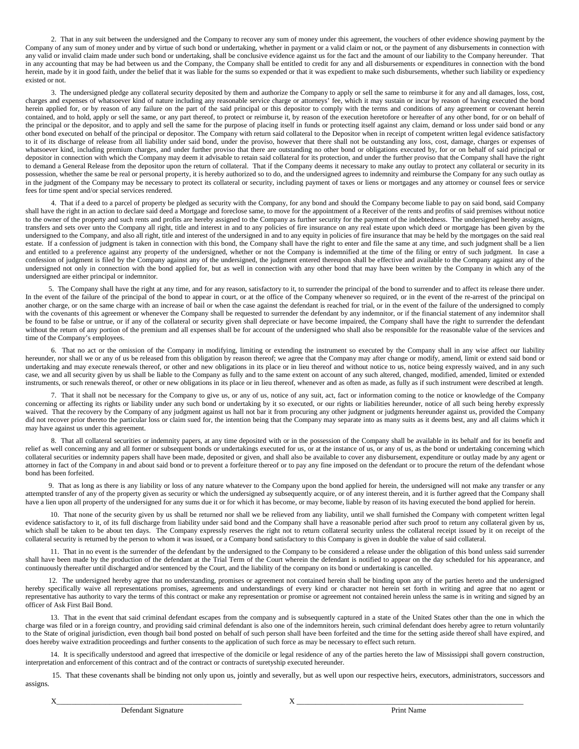2. That in any suit between the undersigned and the Company to recover any sum of money under this agreement, the vouchers of other evidence showing payment by the Company of any sum of money under and by virtue of such bond or undertaking, whether in payment or a valid claim or not, or the payment of any disbursements in connection with any valid or invalid claim made under such bond or undertaking, shall be conclusive evidence against us for the fact and the amount of our liability to the Company hereunder. That in any accounting that may be had between us and the Company, the Company shall be entitled to credit for any and all disbursements or expenditures in connection with the bond herein, made by it in good faith, under the belief that it was liable for the sums so expended or that it was expedient to make such disbursements, whether such liability or expediency existed or not.

3. The undersigned pledge any collateral security deposited by them and authorize the Company to apply or sell the same to reimburse it for any and all damages, loss, cost, charges and expenses of whatsoever kind of nature including any reasonable service charge or attorneys' fee, which it may sustain or incur by reason of having executed the bond herein applied for, or by reason of any failure on the part of the said principal or this depositor to comply with the terms and conditions of any agreement or covenant herein contained, and to hold, apply or sell the same, or any part thereof, to protect or reimburse it, by reason of the execution heretofore or hereafter of any other bond, for or on behalf of the principal or the depositor, and to apply and sell the same for the purpose of placing itself in funds or protecting itself against any claim, demand or loss under said bond or any other bond executed on behalf of the principal or depositor. The Company with return said collateral to the Depositor when in receipt of competent written legal evidence satisfactory to it of its discharge of release from all liability under said bond, under the proviso, however that there shall not be outstanding any loss, cost, damage, charges or expenses of whatsoever kind, including premium charges, and under further proviso that there are outstanding no other bond or obligations executed by, for or on behalf of said principal or depositor in connection with which the Company may deem it advisable to retain said collateral for its protection, and under the further proviso that the Company shall have the right to demand a General Release from the depositor upon the return of collateral. That if the Company deems it necessary to make any outlay to protect any collateral or security in its possession, whether the same be real or personal property, it is hereby authorized so to do, and the undersigned agrees to indemnity and reimburse the Company for any such outlay as in the judgment of the Company may be necessary to protect its collateral or security, including payment of taxes or liens or mortgages and any attorney or counsel fees or service fees for time spent and/or special services rendered.

4. That if a deed to a parcel of property be pledged as security with the Company, for any bond and should the Company become liable to pay on said bond, said Company shall have the right in an action to declare said deed a Mortgage and foreclose same, to move for the appointment of a Receiver of the rents and profits of said premises without notice to the owner of the property and such rents and profits are hereby assigned to the Company as further security for the payment of the indebtedness. The undersigned hereby assigns, transfers and sets over unto the Company all right, title and interest in and to any policies of fire insurance on any real estate upon which deed or mortgage has been given by the undersigned to the Company, and also all right, title and interest of the undersigned in and to any equity in policies of fire insurance that may be held by the mortgages on the said real estate. If a confession of judgment is taken in connection with this bond, the Company shall have the right to enter and file the same at any time, and such judgment shall be a lien and entitled to a preference against any property of the undersigned, whether or not the Company is indemnified at the time of the filing or entry of such judgment. In case a confession of judgment is filed by the Company against any of the undersigned, the judgment entered thereupon shall be effective and available to the Company against any of the undersigned not only in connection with the bond applied for, but as well in connection with any other bond that may have been written by the Company in which any of the undersigned are either principal or indemnitor.

5. The Company shall have the right at any time, and for any reason, satisfactory to it, to surrender the principal of the bond to surrender and to affect its release there under. In the event of the failure of the principal of the bond to appear in court, or at the office of the Company whenever so required, or in the event of the re-arrest of the principal on another charge, or on the same charge with an increase of bail or when the case against the defendant is reached for trial, or in the event of the failure of the undersigned to comply with the covenants of this agreement or whenever the Company shall be requested to surrender the defendant by any indemnitor, or if the financial statement of any indemnitor shall be found to be false or untrue, or if any of the collateral or security given shall depreciate or have become impaired, the Company shall have the right to surrender the defendant without the return of any portion of the premium and all expenses shall be for account of the undersigned who shall also be responsible for the reasonable value of the services and time of the Company's employees.

6. That no act or the omission of the Company in modifying, limiting or extending the instrument so executed by the Company shall in any wise affect our liability hereunder, nor shall we or any of us be released from this obligation by reason thereof; we agree that the Company may after change or modify, amend, limit or extend said bond or undertaking and may execute renewals thereof, or other and new obligations in its place or in lieu thereof and without notice to us, notice being expressly waived, and in any such case, we and all security given by us shall be liable to the Company as fully and to the same extent on account of any such altered, changed, modified, amended, limited or extended instruments, or such renewals thereof, or other or new obligations in its place or in lieu thereof, whenever and as often as made, as fully as if such instrument were described at length.

7. That it shall not be necessary for the Company to give us, or any of us, notice of any suit, act, fact or information coming to the notice or knowledge of the Company concerning or affecting its rights or liability under any such bond or undertaking by it so executed, or our rights or liabilities hereunder, notice of all such being hereby expressly waived. That the recovery by the Company of any judgment against us hall not bar it from procuring any other judgment or judgments hereunder against us, provided the Company did not recover prior thereto the particular loss or claim sued for, the intention being that the Company may separate into as many suits as it deems best, any and all claims which it may have against us under this agreement.

8. That all collateral securities or indemnity papers, at any time deposited with or in the possession of the Company shall be available in its behalf and for its benefit and relief as well concerning any and all former or subsequent bonds or undertakings executed for us, or at the instance of us, or any of us, as the bond or undertaking concerning which collateral securities or indemnity papers shall have been made, deposited or given, and shall also be available to cover any disbursement, expenditure or outlay made by any agent or attorney in fact of the Company in and about said bond or to prevent a forfeiture thereof or to pay any fine imposed on the defendant or to procure the return of the defendant whose bond has been forfeited.

9. That as long as there is any liability or loss of any nature whatever to the Company upon the bond applied for herein, the undersigned will not make any transfer or any attempted transfer of any of the property given as security or which the undersigned ay subsequently acquire, or of any interest therein, and it is further agreed that the Company shall have a lien upon all property of the undersigned for any sums due it or for which it has become, or may become, liable by reason of its having executed the bond applied for herein.

10. That none of the security given by us shall be returned nor shall we be relieved from any liability, until we shall furnished the Company with competent written legal evidence satisfactory to it, of its full discharge from liability under said bond and the Company shall have a reasonable period after such proof to return any collateral given by us, which shall be taken to be about ten days. The Company expressly reserves the right not to return collateral security unless the collateral receipt issued by it on receipt of the collateral security is returned by the person to whom it was issued, or a Company bond satisfactory to this Company is given in double the value of said collateral.

11. That in no event is the surrender of the defendant by the undersigned to the Company to be considered a release under the obligation of this bond unless said surrender shall have been made by the production of the defendant at the Trial Term of the Court wherein the defendant is notified to appear on the day scheduled for his appearance, and continuously thereafter until discharged and/or sentenced by the Court, and the liability of the company on its bond or undertaking is cancelled.

12. The undersigned hereby agree that no understanding, promises or agreement not contained herein shall be binding upon any of the parties hereto and the undersigned hereby specifically waive all representations promises, agreements and understandings of every kind or character not herein set forth in writing and agree that no agent or representative has authority to vary the terms of this contract or make any representation or promise or agreement not contained herein unless the same is in writing and signed by an officer of Ask First Bail Bond.

13. That in the event that said criminal defendant escapes from the company and is subsequently captured in a state of the United States other than the one in which the charge was filed or in a foreign country, and providing said criminal defendant is also one of the indemnitors herein, such criminal defendant does hereby agree to return voluntarily to the State of original jurisdiction, even though bail bond posted on behalf of such person shall have been forfeited and the time for the setting aside thereof shall have expired, and does hereby waive extradition proceedings and further consents to the application of such force as may be necessary to effect such return.

14. It is specifically understood and agreed that irrespective of the domicile or legal residence of any of the parties hereto the law of Mississippi shall govern construction, interpretation and enforcement of this contract and of the contract or contracts of suretyship executed hereunder.

15. That these covenants shall be binding not only upon us, jointly and severally, but as well upon our respective heirs, executors, administrators, successors and assigns.

X________________________________________ Defendant Signature

X________________________________________ Print Name